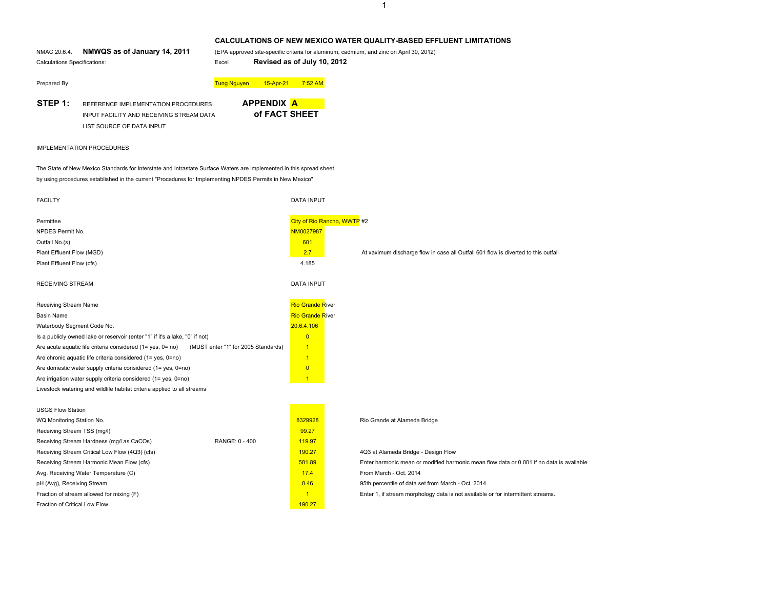# CALCULATIONS OF NEW MEXICO WATER QUALITY-BASED EFFLUENT LIMITATIONS

NMAC 20.6.4. **NMWQS as of January 14, 2011** (EPA approved site-specific criteria for aluminum, cadmium, and zinc on April 30, 2012)

Calculations Specifications: Excel **Revised as of July 10, 2012**

Prepared By: Tung Nguyen 15-Apr-21 7:52 AM

**STEP 1:** REFERENCE IMPLEMENTATION PROCEDURES
INPUT FACILITY AND RECEIVING STREAM DATA
LIST SOURCE OF DATA INPUT

**APPENDIX A of FACT SHEET**

IMPLEMENTATION PROCEDURES

The State of New Mexico Standards for Interstate and Intrastate Surface Waters are implemented in this spread sheet by using procedures established in the current "Procedures for Implementing NPDES Permits in New Mexico"

| FACILTY | DATA INPUT | |
|---|---|---|
| Permittee | City of Rio Rancho, WWTP #2 | |
| NPDES Permit No. | NM0027987 | |
| Outfall No.(s) | 601 | |
| Plant Effluent Flow (MGD) | 2.7 | At xaximum discharge flow in case all Outfall 601 flow is diverted to this outfall |
| Plant Effluent Flow (cfs) | 4.185 | |

| RECEIVING STREAM | | DATA INPUT | |
|---|---|---|---|
| Receiving Stream Name | | Rio Grande River | |
| Basin Name | | Rio Grande River | |
| Waterbody Segment Code No. | | 20.6.4.106 | |
| Is a publicly owned lake or reservoir (enter "1" if it's a lake, "0" if not) | | 0 | |
| Are acute aquatic life criteria considered (1= yes, 0= no) | (MUST enter "1" for 2005 Standards) | 1 | |
| Are chronic aquatic life criteria considered (1= yes, 0=no) | | 1 | |
| Are domestic water supply criteria considered (1= yes, 0=no) | | 0 | |
| Are irrigation water supply criteria considered (1= yes, 0=no) | | 1 | |
| Livestock watering and wildlife habitat criteria applied to all streams | | | |
| USGS Flow Station | | | |
| WQ Monitoring Station No. | | 8329928 | Rio Grande at Alameda Bridge |
| Receiving Stream TSS (mg/l) | | 99.27 | |
| Receiving Stream Hardness (mg/l as CaCOs) | RANGE: 0 - 400 | 119.97 | |
| Receiving Stream Critical Low Flow (4Q3) (cfs) | | 190.27 | 4Q3 at Alameda Bridge - Design Flow |
| Receiving Stream Harmonic Mean Flow (cfs) | | 581.89 | Enter harmonic mean or modified harmonic mean flow data or 0.001 if no data is available |
| Avg. Receiving Water Temperature (C) | | 17.4 | From March - Oct. 2014 |
| pH (Avg), Receiving Stream | | 8.46 | 95th percentile of data set from March - Oct. 2014 |
| Fraction of stream allowed for mixing (F) | | 1 | Enter 1, if stream morphology data is not available or for intermittent streams. |
| Fraction of Critical Low Flow | | 190.27 | |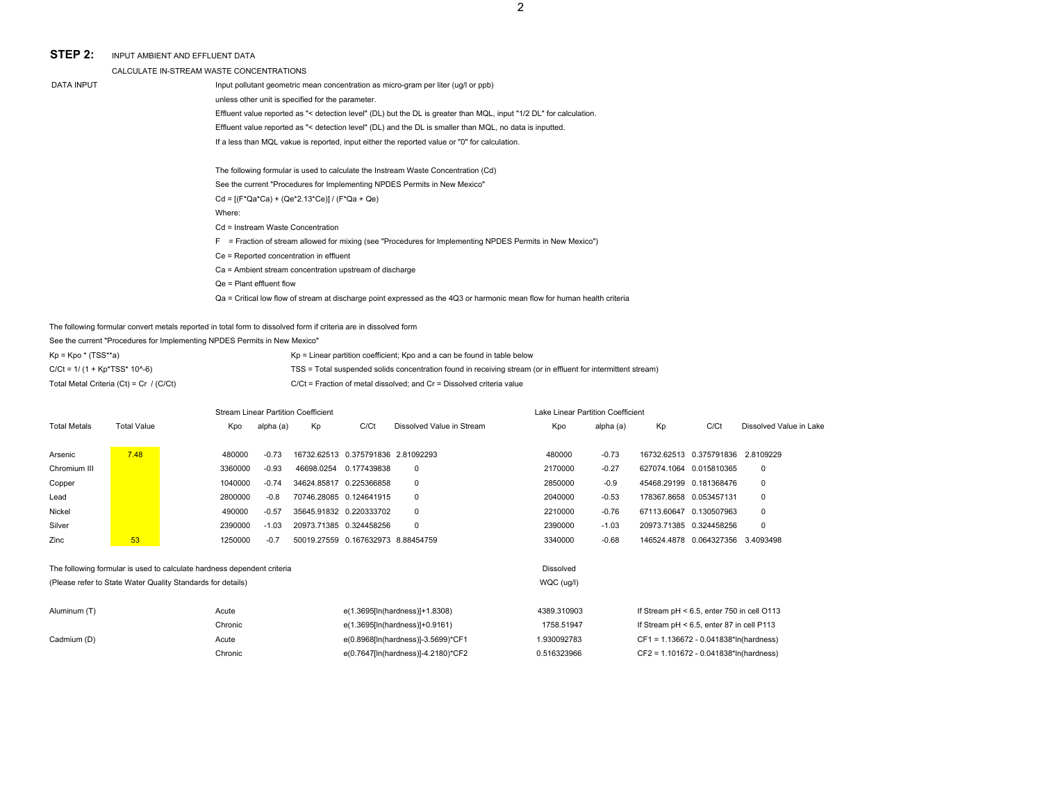## STEP 2: INPUT AMBIENT AND EFFLUENT DATA

CALCULATE IN-STREAM WASTE CONCENTRATIONS

**DATA INPUT**

Input pollutant geometric mean concentration as micro-gram per liter (ug/l or ppb)

unless other unit is specified for the parameter.

Effluent value reported as "< detection level" (DL) but the DL is greater than MQL, input "1/2 DL" for calculation.

Effluent value reported as "< detection level" (DL) and the DL is smaller than MQL, no data is inputted.

If a less than MQL vakue is reported, input either the reported value or "0" for calculation.

The following formular is used to calculate the Instream Waste Concentration (Cd)

See the current "Procedures for Implementing NPDES Permits in New Mexico"

Cd = [(F*Qa*Ca) + (Qe*2.13*Ce)] / (F*Qa + Qe)

Where:

Cd = Instream Waste Concentration

F = Fraction of stream allowed for mixing (see "Procedures for Implementing NPDES Permits in New Mexico")

Ce = Reported concentration in effluent

Ca = Ambient stream concentration upstream of discharge

Qe = Plant effluent flow

Qa = Critical low flow of stream at discharge point expressed as the 4Q3 or harmonic mean flow for human health criteria

The following formular convert metals reported in total form to dissolved form if criteria are in dissolved form

See the current "Procedures for Implementing NPDES Permits in New Mexico"

Kp = Kpo * (TSS**a) — Kp = Linear partition coefficient; Kpo and a can be found in table below

C/Ct = 1/ (1 + Kp*TSS* 10^-6) — TSS = Total suspended solids concentration found in receiving stream (or in effluent for intermittent stream)

Total Metal Criteria (Ct) = Cr / (C/Ct) — C/Ct = Fraction of metal dissolved; and Cr = Dissolved criteria value

| | | Stream Linear Partition Coefficient | | | | | Lake Linear Partition Coefficient | | | | |
|---|---|---|---|---|---|---|---|---|---|---|---|
| Total Metals | Total Value | Kpo | alpha (a) | Kp | C/Ct | Dissolved Value in Stream | Kpo | alpha (a) | Kp | C/Ct | Dissolved Value in Lake |
| Arsenic | 7.48 | 480000 | -0.73 | 16732.62513 | 0.375791836 | 2.81092293 | 480000 | -0.73 | 16732.62513 | 0.375791836 | 2.8109229 |
| Chromium III | | 3360000 | -0.93 | 46698.0254 | 0.177439838 | 0 | 2170000 | -0.27 | 627074.1064 | 0.015810365 | 0 |
| Copper | | 1040000 | -0.74 | 34624.85817 | 0.225366858 | 0 | 2850000 | -0.9 | 45468.29199 | 0.181368476 | 0 |
| Lead | | 2800000 | -0.8 | 70746.28085 | 0.124641915 | 0 | 2040000 | -0.53 | 178367.8658 | 0.053457131 | 0 |
| Nickel | | 490000 | -0.57 | 35645.91832 | 0.220333702 | 0 | 2210000 | -0.76 | 67113.60647 | 0.130507963 | 0 |
| Silver | | 2390000 | -1.03 | 20973.71385 | 0.324458256 | 0 | 2390000 | -1.03 | 20973.71385 | 0.324458256 | 0 |
| Zinc | 53 | 1250000 | -0.7 | 50019.27559 | 0.167632973 | 8.88454759 | 3340000 | -0.68 | 146524.4878 | 0.064327356 | 3.4093498 |

The following formular is used to calculate hardness dependent criteria

(Please refer to State Water Quality Standards for details)

| | | | Dissolved WQC (ug/l) | |
|---|---|---|---|---|
| Aluminum (T) | Acute | e(1.3695[ln(hardness)]+1.8308) | 4389.310903 | If Stream pH < 6.5, enter 750 in cell O113 |
| | Chronic | e(1.3695[ln(hardness)]+0.9161) | 1758.51947 | If Stream pH < 6.5, enter 87 in cell P113 |
| Cadmium (D) | Acute | e(0.8968[ln(hardness)]-3.5699)*CF1 | 1.930092783 | CF1 = 1.136672 - 0.041838*ln(hardness) |
| | Chronic | e(0.7647[ln(hardness)]-4.2180)*CF2 | 0.516323966 | CF2 = 1.101672 - 0.041838*ln(hardness) |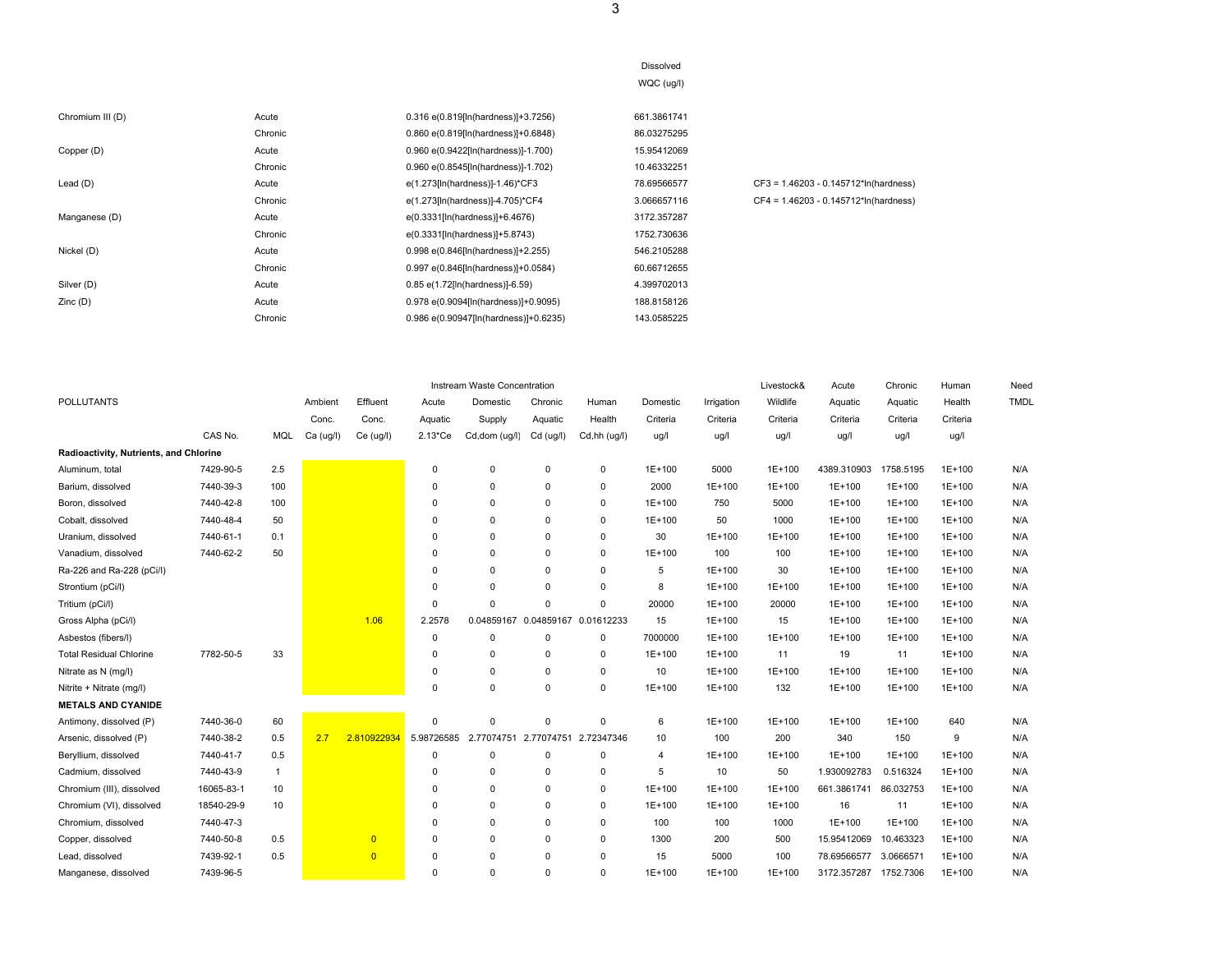| | | | Dissolved WQC (ug/l) | |
|---|---|---|---|---|
| Chromium III (D) | Acute | 0.316 e(0.819[ln(hardness)]+3.7256) | 661.3861741 | |
| | Chronic | 0.860 e(0.819[ln(hardness)]+0.6848) | 86.03275295 | |
| Copper (D) | Acute | 0.960 e(0.9422[ln(hardness)]-1.700) | 15.95412069 | |
| | Chronic | 0.960 e(0.8545[ln(hardness)]-1.702) | 10.46332251 | |
| Lead (D) | Acute | e(1.273[ln(hardness)]-1.46)*CF3 | 78.69566577 | CF3 = 1.46203 - 0.145712*ln(hardness) |
| | Chronic | e(1.273[ln(hardness)]-4.705)*CF4 | 3.066657116 | CF4 = 1.46203 - 0.145712*ln(hardness) |
| Manganese (D) | Acute | e(0.3331[ln(hardness)]+6.4676) | 3172.357287 | |
| | Chronic | e(0.3331[ln(hardness)]+5.8743) | 1752.730636 | |
| Nickel (D) | Acute | 0.998 e(0.846[ln(hardness)]+2.255) | 546.2105288 | |
| | Chronic | 0.997 e(0.846[ln(hardness)]+0.0584) | 60.66712655 | |
| Silver (D) | Acute | 0.85 e(1.72[ln(hardness)]-6.59) | 4.399702013 | |
| Zinc (D) | Acute | 0.978 e(0.9094[ln(hardness)]+0.9095) | 188.8158126 | |
| | Chronic | 0.986 e(0.90947[ln(hardness)]+0.6235) | 143.0585225 | |

| POLLUTANTS | CAS No. | MQL | Ambient Conc. Ca (ug/l) | Effluent Conc. Ce (ug/l) | Instream Waste Concentration Acute Aquatic 2.13*Ce | Domestic Supply Cd,dom (ug/l) | Chronic Aquatic Cd (ug/l) | Human Health Cd,hh (ug/l) | Domestic Criteria ug/l | Irrigation Criteria ug/l | Livestock& Wildlife Criteria ug/l | Acute Aquatic Criteria ug/l | Chronic Aquatic Criteria ug/l | Human Health Criteria ug/l | Need TMDL |
|---|---|---|---|---|---|---|---|---|---|---|---|---|---|---|---|
| **Radioactivity, Nutrients, and Chlorine** | | | | | | | | | | | | | | | |
| Aluminum, total | 7429-90-5 | 2.5 | | | 0 | 0 | 0 | 0 | 1E+100 | 5000 | 1E+100 | 4389.310903 | 1758.5195 | 1E+100 | N/A |
| Barium, dissolved | 7440-39-3 | 100 | | | 0 | 0 | 0 | 0 | 2000 | 1E+100 | 1E+100 | 1E+100 | 1E+100 | 1E+100 | N/A |
| Boron, dissolved | 7440-42-8 | 100 | | | 0 | 0 | 0 | 0 | 1E+100 | 750 | 5000 | 1E+100 | 1E+100 | 1E+100 | N/A |
| Cobalt, dissolved | 7440-48-4 | 50 | | | 0 | 0 | 0 | 0 | 1E+100 | 50 | 1000 | 1E+100 | 1E+100 | 1E+100 | N/A |
| Uranium, dissolved | 7440-61-1 | 0.1 | | | 0 | 0 | 0 | 0 | 30 | 1E+100 | 1E+100 | 1E+100 | 1E+100 | 1E+100 | N/A |
| Vanadium, dissolved | 7440-62-2 | 50 | | | 0 | 0 | 0 | 0 | 1E+100 | 100 | 100 | 1E+100 | 1E+100 | 1E+100 | N/A |
| Ra-226 and Ra-228 (pCi/l) | | | | | 0 | 0 | 0 | 0 | 5 | 1E+100 | 30 | 1E+100 | 1E+100 | 1E+100 | N/A |
| Strontium (pCi/l) | | | | | 0 | 0 | 0 | 0 | 8 | 1E+100 | 1E+100 | 1E+100 | 1E+100 | 1E+100 | N/A |
| Tritium (pCi/l) | | | | | 0 | 0 | 0 | 0 | 20000 | 1E+100 | 20000 | 1E+100 | 1E+100 | 1E+100 | N/A |
| Gross Alpha (pCi/l) | | | | 1.06 | 2.2578 | 0.04859167 | 0.04859167 | 0.01612233 | 15 | 1E+100 | 15 | 1E+100 | 1E+100 | 1E+100 | N/A |
| Asbestos (fibers/l) | | | | | 0 | 0 | 0 | 0 | 7000000 | 1E+100 | 1E+100 | 1E+100 | 1E+100 | 1E+100 | N/A |
| Total Residual Chlorine | 7782-50-5 | 33 | | | 0 | 0 | 0 | 0 | 1E+100 | 1E+100 | 11 | 19 | 11 | 1E+100 | N/A |
| Nitrate as N (mg/l) | | | | | 0 | 0 | 0 | 0 | 10 | 1E+100 | 1E+100 | 1E+100 | 1E+100 | 1E+100 | N/A |
| Nitrite + Nitrate (mg/l) | | | | | 0 | 0 | 0 | 0 | 1E+100 | 1E+100 | 132 | 1E+100 | 1E+100 | 1E+100 | N/A |
| **METALS AND CYANIDE** | | | | | | | | | | | | | | | |
| Antimony, dissolved (P) | 7440-36-0 | 60 | | | 0 | 0 | 0 | 0 | 6 | 1E+100 | 1E+100 | 1E+100 | 1E+100 | 640 | N/A |
| Arsenic, dissolved (P) | 7440-38-2 | 0.5 | 2.7 | 2.810922934 | 5.98726585 | 2.77074751 | 2.77074751 | 2.72347346 | 10 | 100 | 200 | 340 | 150 | 9 | N/A |
| Beryllium, dissolved | 7440-41-7 | 0.5 | | | 0 | 0 | 0 | 0 | 4 | 1E+100 | 1E+100 | 1E+100 | 1E+100 | 1E+100 | N/A |
| Cadmium, dissolved | 7440-43-9 | 1 | | | 0 | 0 | 0 | 0 | 5 | 10 | 50 | 1.930092783 | 0.516324 | 1E+100 | N/A |
| Chromium (III), dissolved | 16065-83-1 | 10 | | | 0 | 0 | 0 | 0 | 1E+100 | 1E+100 | 1E+100 | 661.3861741 | 86.032753 | 1E+100 | N/A |
| Chromium (VI), dissolved | 18540-29-9 | 10 | | | 0 | 0 | 0 | 0 | 1E+100 | 1E+100 | 1E+100 | 16 | 11 | 1E+100 | N/A |
| Chromium, dissolved | 7440-47-3 | | | | 0 | 0 | 0 | 0 | 100 | 100 | 1000 | 1E+100 | 1E+100 | 1E+100 | N/A |
| Copper, dissolved | 7440-50-8 | 0.5 | | 0 | 0 | 0 | 0 | 0 | 1300 | 200 | 500 | 15.95412069 | 10.463323 | 1E+100 | N/A |
| Lead, dissolved | 7439-92-1 | 0.5 | | 0 | 0 | 0 | 0 | 0 | 15 | 5000 | 100 | 78.69566577 | 3.0666571 | 1E+100 | N/A |
| Manganese, dissolved | 7439-96-5 | | | | 0 | 0 | 0 | 0 | 1E+100 | 1E+100 | 1E+100 | 3172.357287 | 1752.7306 | 1E+100 | N/A |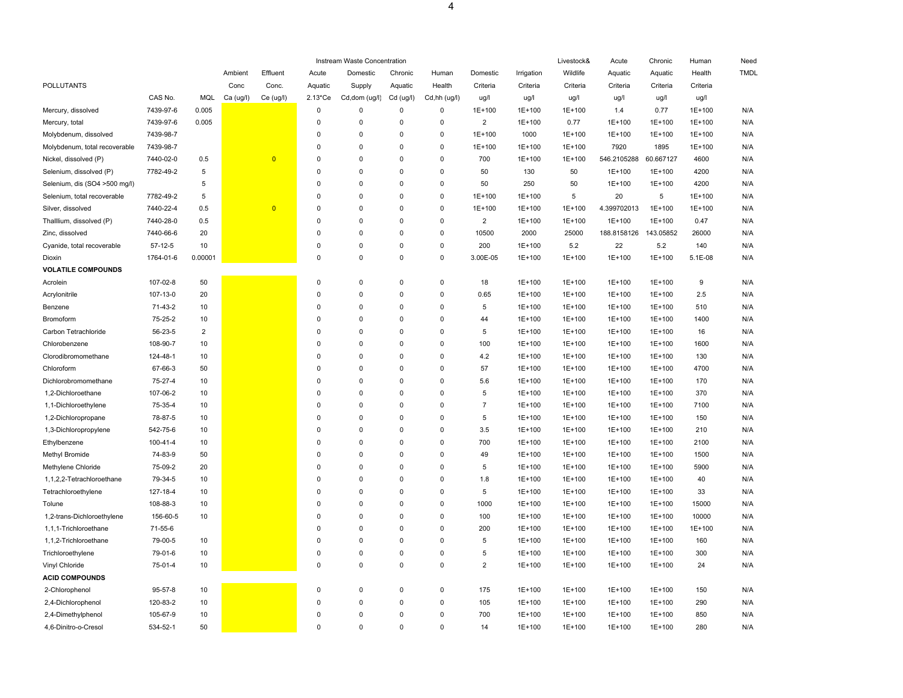| POLLUTANTS | CAS No. | MQL | Ambient Conc Ca (ug/l) | Effluent Conc. Ce (ug/l) | Instream Waste Concentration Acute Aquatic 2.13*Ce | Domestic Supply Cd,dom (ug/l) | Chronic Aquatic Cd (ug/l) | Human Health Cd,hh (ug/l) | Domestic Criteria ug/l | Irrigation Criteria ug/l | Livestock& Wildlife Criteria ug/l | Acute Aquatic Criteria ug/l | Chronic Aquatic Criteria ug/l | Human Health Criteria ug/l | Need TMDL |
|---|---|---|---|---|---|---|---|---|---|---|---|---|---|---|---|
| Mercury, dissolved | 7439-97-6 | 0.005 | | | 0 | 0 | 0 | 0 | 1E+100 | 1E+100 | 1E+100 | 1.4 | 0.77 | 1E+100 | N/A |
| Mercury, total | 7439-97-6 | 0.005 | | | 0 | 0 | 0 | 0 | 2 | 1E+100 | 0.77 | 1E+100 | 1E+100 | 1E+100 | N/A |
| Molybdenum, dissolved | 7439-98-7 | | | | 0 | 0 | 0 | 0 | 1E+100 | 1000 | 1E+100 | 1E+100 | 1E+100 | 1E+100 | N/A |
| Molybdenum, total recoverable | 7439-98-7 | | | | 0 | 0 | 0 | 0 | 1E+100 | 1E+100 | 1E+100 | 7920 | 1895 | 1E+100 | N/A |
| Nickel, dissolved (P) | 7440-02-0 | 0.5 | | 0 | 0 | 0 | 0 | 0 | 700 | 1E+100 | 1E+100 | 546.2105288 | 60.667127 | 4600 | N/A |
| Selenium, dissolved (P) | 7782-49-2 | 5 | | | 0 | 0 | 0 | 0 | 50 | 130 | 50 | 1E+100 | 1E+100 | 4200 | N/A |
| Selenium, dis (SO4 >500 mg/l) | | 5 | | | 0 | 0 | 0 | 0 | 50 | 250 | 50 | 1E+100 | 1E+100 | 4200 | N/A |
| Selenium, total recoverable | 7782-49-2 | 5 | | | 0 | 0 | 0 | 0 | 1E+100 | 1E+100 | 5 | 20 | 5 | 1E+100 | N/A |
| Silver, dissolved | 7440-22-4 | 0.5 | | 0 | 0 | 0 | 0 | 0 | 1E+100 | 1E+100 | 1E+100 | 4.399702013 | 1E+100 | 1E+100 | N/A |
| Thalllium, dissolved (P) | 7440-28-0 | 0.5 | | | 0 | 0 | 0 | 0 | 2 | 1E+100 | 1E+100 | 1E+100 | 1E+100 | 0.47 | N/A |
| Zinc, dissolved | 7440-66-6 | 20 | | | 0 | 0 | 0 | 0 | 10500 | 2000 | 25000 | 188.8158126 | 143.05852 | 26000 | N/A |
| Cyanide, total recoverable | 57-12-5 | 10 | | | 0 | 0 | 0 | 0 | 200 | 1E+100 | 5.2 | 22 | 5.2 | 140 | N/A |
| Dioxin | 1764-01-6 | 0.00001 | | | 0 | 0 | 0 | 0 | 3.00E-05 | 1E+100 | 1E+100 | 1E+100 | 1E+100 | 5.1E-08 | N/A |
| **VOLATILE COMPOUNDS** | | | | | | | | | | | | | | | |
| Acrolein | 107-02-8 | 50 | | | 0 | 0 | 0 | 0 | 18 | 1E+100 | 1E+100 | 1E+100 | 1E+100 | 9 | N/A |
| Acrylonitrile | 107-13-0 | 20 | | | 0 | 0 | 0 | 0 | 0.65 | 1E+100 | 1E+100 | 1E+100 | 1E+100 | 2.5 | N/A |
| Benzene | 71-43-2 | 10 | | | 0 | 0 | 0 | 0 | 5 | 1E+100 | 1E+100 | 1E+100 | 1E+100 | 510 | N/A |
| Bromoform | 75-25-2 | 10 | | | 0 | 0 | 0 | 0 | 44 | 1E+100 | 1E+100 | 1E+100 | 1E+100 | 1400 | N/A |
| Carbon Tetrachloride | 56-23-5 | 2 | | | 0 | 0 | 0 | 0 | 5 | 1E+100 | 1E+100 | 1E+100 | 1E+100 | 16 | N/A |
| Chlorobenzene | 108-90-7 | 10 | | | 0 | 0 | 0 | 0 | 100 | 1E+100 | 1E+100 | 1E+100 | 1E+100 | 1600 | N/A |
| Clorodibromomethane | 124-48-1 | 10 | | | 0 | 0 | 0 | 0 | 4.2 | 1E+100 | 1E+100 | 1E+100 | 1E+100 | 130 | N/A |
| Chloroform | 67-66-3 | 50 | | | 0 | 0 | 0 | 0 | 57 | 1E+100 | 1E+100 | 1E+100 | 1E+100 | 4700 | N/A |
| Dichlorobromomethane | 75-27-4 | 10 | | | 0 | 0 | 0 | 0 | 5.6 | 1E+100 | 1E+100 | 1E+100 | 1E+100 | 170 | N/A |
| 1,2-Dichloroethane | 107-06-2 | 10 | | | 0 | 0 | 0 | 0 | 5 | 1E+100 | 1E+100 | 1E+100 | 1E+100 | 370 | N/A |
| 1,1-Dichloroethylene | 75-35-4 | 10 | | | 0 | 0 | 0 | 0 | 7 | 1E+100 | 1E+100 | 1E+100 | 1E+100 | 7100 | N/A |
| 1,2-Dichloropropane | 78-87-5 | 10 | | | 0 | 0 | 0 | 0 | 5 | 1E+100 | 1E+100 | 1E+100 | 1E+100 | 150 | N/A |
| 1,3-Dichloropropylene | 542-75-6 | 10 | | | 0 | 0 | 0 | 0 | 3.5 | 1E+100 | 1E+100 | 1E+100 | 1E+100 | 210 | N/A |
| Ethylbenzene | 100-41-4 | 10 | | | 0 | 0 | 0 | 0 | 700 | 1E+100 | 1E+100 | 1E+100 | 1E+100 | 2100 | N/A |
| Methyl Bromide | 74-83-9 | 50 | | | 0 | 0 | 0 | 0 | 49 | 1E+100 | 1E+100 | 1E+100 | 1E+100 | 1500 | N/A |
| Methylene Chloride | 75-09-2 | 20 | | | 0 | 0 | 0 | 0 | 5 | 1E+100 | 1E+100 | 1E+100 | 1E+100 | 5900 | N/A |
| 1,1,2,2-Tetrachloroethane | 79-34-5 | 10 | | | 0 | 0 | 0 | 0 | 1.8 | 1E+100 | 1E+100 | 1E+100 | 1E+100 | 40 | N/A |
| Tetrachloroethylene | 127-18-4 | 10 | | | 0 | 0 | 0 | 0 | 5 | 1E+100 | 1E+100 | 1E+100 | 1E+100 | 33 | N/A |
| Tolune | 108-88-3 | 10 | | | 0 | 0 | 0 | 0 | 1000 | 1E+100 | 1E+100 | 1E+100 | 1E+100 | 15000 | N/A |
| 1,2-trans-Dichloroethylene | 156-60-5 | 10 | | | 0 | 0 | 0 | 0 | 100 | 1E+100 | 1E+100 | 1E+100 | 1E+100 | 10000 | N/A |
| 1,1,1-Trichloroethane | 71-55-6 | | | | 0 | 0 | 0 | 0 | 200 | 1E+100 | 1E+100 | 1E+100 | 1E+100 | 1E+100 | N/A |
| 1,1,2-Trichloroethane | 79-00-5 | 10 | | | 0 | 0 | 0 | 0 | 5 | 1E+100 | 1E+100 | 1E+100 | 1E+100 | 160 | N/A |
| Trichloroethylene | 79-01-6 | 10 | | | 0 | 0 | 0 | 0 | 5 | 1E+100 | 1E+100 | 1E+100 | 1E+100 | 300 | N/A |
| Vinyl Chloride | 75-01-4 | 10 | | | 0 | 0 | 0 | 0 | 2 | 1E+100 | 1E+100 | 1E+100 | 1E+100 | 24 | N/A |
| **ACID COMPOUNDS** | | | | | | | | | | | | | | | |
| 2-Chlorophenol | 95-57-8 | 10 | | | 0 | 0 | 0 | 0 | 175 | 1E+100 | 1E+100 | 1E+100 | 1E+100 | 150 | N/A |
| 2,4-Dichlorophenol | 120-83-2 | 10 | | | 0 | 0 | 0 | 0 | 105 | 1E+100 | 1E+100 | 1E+100 | 1E+100 | 290 | N/A |
| 2,4-Dimethylphenol | 105-67-9 | 10 | | | 0 | 0 | 0 | 0 | 700 | 1E+100 | 1E+100 | 1E+100 | 1E+100 | 850 | N/A |
| 4,6-Dinitro-o-Cresol | 534-52-1 | 50 | | | 0 | 0 | 0 | 0 | 14 | 1E+100 | 1E+100 | 1E+100 | 1E+100 | 280 | N/A |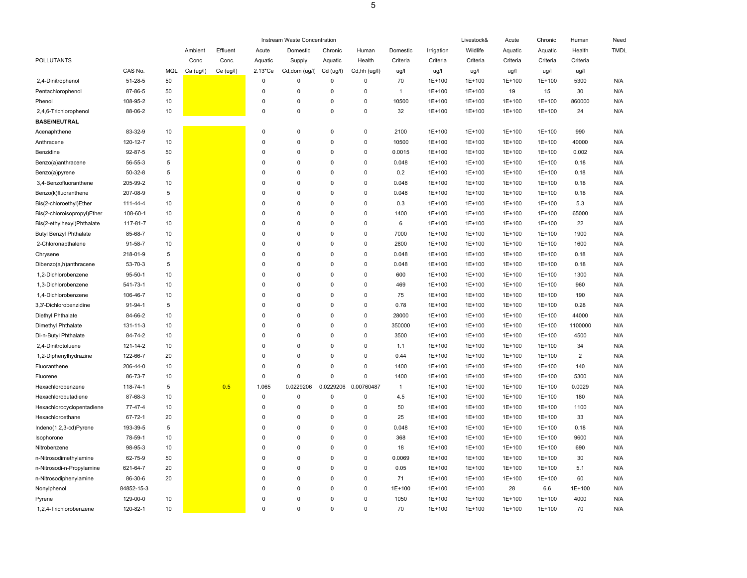| POLLUTANTS | CAS No. | MQL | Ambient Conc Ca (ug/l) | Effluent Conc. Ce (ug/l) | Instream Waste Concentration Acute Aquatic 2.13*Ce | Domestic Supply Cd,dom (ug/l) | Chronic Aquatic Cd (ug/l) | Human Health Cd,hh (ug/l) | Domestic Criteria ug/l | Irrigation Criteria ug/l | Livestock& Wildlife Criteria ug/l | Acute Aquatic Criteria ug/l | Chronic Aquatic Criteria ug/l | Human Health Criteria ug/l | Need TMDL |
|---|---|---|---|---|---|---|---|---|---|---|---|---|---|---|---|
| 2,4-Dinitrophenol | 51-28-5 | 50 | | | 0 | 0 | 0 | 0 | 70 | 1E+100 | 1E+100 | 1E+100 | 1E+100 | 5300 | N/A |
| Pentachlorophenol | 87-86-5 | 50 | | | 0 | 0 | 0 | 0 | 1 | 1E+100 | 1E+100 | 19 | 15 | 30 | N/A |
| Phenol | 108-95-2 | 10 | | | 0 | 0 | 0 | 0 | 10500 | 1E+100 | 1E+100 | 1E+100 | 1E+100 | 860000 | N/A |
| 2,4,6-Trichlorophenol | 88-06-2 | 10 | | | 0 | 0 | 0 | 0 | 32 | 1E+100 | 1E+100 | 1E+100 | 1E+100 | 24 | N/A |
| **BASE/NEUTRAL** | | | | | | | | | | | | | | | |
| Acenaphthene | 83-32-9 | 10 | | | 0 | 0 | 0 | 0 | 2100 | 1E+100 | 1E+100 | 1E+100 | 1E+100 | 990 | N/A |
| Anthracene | 120-12-7 | 10 | | | 0 | 0 | 0 | 0 | 10500 | 1E+100 | 1E+100 | 1E+100 | 1E+100 | 40000 | N/A |
| Benzidine | 92-87-5 | 50 | | | 0 | 0 | 0 | 0 | 0.0015 | 1E+100 | 1E+100 | 1E+100 | 1E+100 | 0.002 | N/A |
| Benzo(a)anthracene | 56-55-3 | 5 | | | 0 | 0 | 0 | 0 | 0.048 | 1E+100 | 1E+100 | 1E+100 | 1E+100 | 0.18 | N/A |
| Benzo(a)pyrene | 50-32-8 | 5 | | | 0 | 0 | 0 | 0 | 0.2 | 1E+100 | 1E+100 | 1E+100 | 1E+100 | 0.18 | N/A |
| 3,4-Benzofluoranthene | 205-99-2 | 10 | | | 0 | 0 | 0 | 0 | 0.048 | 1E+100 | 1E+100 | 1E+100 | 1E+100 | 0.18 | N/A |
| Benzo(k)fluoranthene | 207-08-9 | 5 | | | 0 | 0 | 0 | 0 | 0.048 | 1E+100 | 1E+100 | 1E+100 | 1E+100 | 0.18 | N/A |
| Bis(2-chloroethyl)Ether | 111-44-4 | 10 | | | 0 | 0 | 0 | 0 | 0.3 | 1E+100 | 1E+100 | 1E+100 | 1E+100 | 5.3 | N/A |
| Bis(2-chloroisopropyl)Ether | 108-60-1 | 10 | | | 0 | 0 | 0 | 0 | 1400 | 1E+100 | 1E+100 | 1E+100 | 1E+100 | 65000 | N/A |
| Bis(2-ethylhexyl)Phthalate | 117-81-7 | 10 | | | 0 | 0 | 0 | 0 | 6 | 1E+100 | 1E+100 | 1E+100 | 1E+100 | 22 | N/A |
| Butyl Benzyl Phthalate | 85-68-7 | 10 | | | 0 | 0 | 0 | 0 | 7000 | 1E+100 | 1E+100 | 1E+100 | 1E+100 | 1900 | N/A |
| 2-Chloronapthalene | 91-58-7 | 10 | | | 0 | 0 | 0 | 0 | 2800 | 1E+100 | 1E+100 | 1E+100 | 1E+100 | 1600 | N/A |
| Chrysene | 218-01-9 | 5 | | | 0 | 0 | 0 | 0 | 0.048 | 1E+100 | 1E+100 | 1E+100 | 1E+100 | 0.18 | N/A |
| Dibenzo(a,h)anthracene | 53-70-3 | 5 | | | 0 | 0 | 0 | 0 | 0.048 | 1E+100 | 1E+100 | 1E+100 | 1E+100 | 0.18 | N/A |
| 1,2-Dichlorobenzene | 95-50-1 | 10 | | | 0 | 0 | 0 | 0 | 600 | 1E+100 | 1E+100 | 1E+100 | 1E+100 | 1300 | N/A |
| 1,3-Dichlorobenzene | 541-73-1 | 10 | | | 0 | 0 | 0 | 0 | 469 | 1E+100 | 1E+100 | 1E+100 | 1E+100 | 960 | N/A |
| 1,4-Dichlorobenzene | 106-46-7 | 10 | | | 0 | 0 | 0 | 0 | 75 | 1E+100 | 1E+100 | 1E+100 | 1E+100 | 190 | N/A |
| 3,3'-Dichlorobenzidine | 91-94-1 | 5 | | | 0 | 0 | 0 | 0 | 0.78 | 1E+100 | 1E+100 | 1E+100 | 1E+100 | 0.28 | N/A |
| Diethyl Phthalate | 84-66-2 | 10 | | | 0 | 0 | 0 | 0 | 28000 | 1E+100 | 1E+100 | 1E+100 | 1E+100 | 44000 | N/A |
| Dimethyl Phthalate | 131-11-3 | 10 | | | 0 | 0 | 0 | 0 | 350000 | 1E+100 | 1E+100 | 1E+100 | 1E+100 | 1100000 | N/A |
| Di-n-Butyl Phthalate | 84-74-2 | 10 | | | 0 | 0 | 0 | 0 | 3500 | 1E+100 | 1E+100 | 1E+100 | 1E+100 | 4500 | N/A |
| 2,4-Dinitrotoluene | 121-14-2 | 10 | | | 0 | 0 | 0 | 0 | 1.1 | 1E+100 | 1E+100 | 1E+100 | 1E+100 | 34 | N/A |
| 1,2-Diphenylhydrazine | 122-66-7 | 20 | | | 0 | 0 | 0 | 0 | 0.44 | 1E+100 | 1E+100 | 1E+100 | 1E+100 | 2 | N/A |
| Fluoranthene | 206-44-0 | 10 | | | 0 | 0 | 0 | 0 | 1400 | 1E+100 | 1E+100 | 1E+100 | 1E+100 | 140 | N/A |
| Fluorene | 86-73-7 | 10 | | | 0 | 0 | 0 | 0 | 1400 | 1E+100 | 1E+100 | 1E+100 | 1E+100 | 5300 | N/A |
| Hexachlorobenzene | 118-74-1 | 5 | | 0.5 | 1.065 | 0.0229206 | 0.0229206 | 0.00760487 | 1 | 1E+100 | 1E+100 | 1E+100 | 1E+100 | 0.0029 | N/A |
| Hexachlorobutadiene | 87-68-3 | 10 | | | 0 | 0 | 0 | 0 | 4.5 | 1E+100 | 1E+100 | 1E+100 | 1E+100 | 180 | N/A |
| Hexachlorocyclopentadiene | 77-47-4 | 10 | | | 0 | 0 | 0 | 0 | 50 | 1E+100 | 1E+100 | 1E+100 | 1E+100 | 1100 | N/A |
| Hexachloroethane | 67-72-1 | 20 | | | 0 | 0 | 0 | 0 | 25 | 1E+100 | 1E+100 | 1E+100 | 1E+100 | 33 | N/A |
| Indeno(1,2,3-cd)Pyrene | 193-39-5 | 5 | | | 0 | 0 | 0 | 0 | 0.048 | 1E+100 | 1E+100 | 1E+100 | 1E+100 | 0.18 | N/A |
| Isophorone | 78-59-1 | 10 | | | 0 | 0 | 0 | 0 | 368 | 1E+100 | 1E+100 | 1E+100 | 1E+100 | 9600 | N/A |
| Nitrobenzene | 98-95-3 | 10 | | | 0 | 0 | 0 | 0 | 18 | 1E+100 | 1E+100 | 1E+100 | 1E+100 | 690 | N/A |
| n-Nitrosodimethylamine | 62-75-9 | 50 | | | 0 | 0 | 0 | 0 | 0.0069 | 1E+100 | 1E+100 | 1E+100 | 1E+100 | 30 | N/A |
| n-Nitrosodi-n-Propylamine | 621-64-7 | 20 | | | 0 | 0 | 0 | 0 | 0.05 | 1E+100 | 1E+100 | 1E+100 | 1E+100 | 5.1 | N/A |
| n-Nitrosodiphenylamine | 86-30-6 | 20 | | | 0 | 0 | 0 | 0 | 71 | 1E+100 | 1E+100 | 1E+100 | 1E+100 | 60 | N/A |
| Nonylphenol | 84852-15-3 | | | | 0 | 0 | 0 | 0 | 1E+100 | 1E+100 | 1E+100 | 28 | 6.6 | 1E+100 | N/A |
| Pyrene | 129-00-0 | 10 | | | 0 | 0 | 0 | 0 | 1050 | 1E+100 | 1E+100 | 1E+100 | 1E+100 | 4000 | N/A |
| 1,2,4-Trichlorobenzene | 120-82-1 | 10 | | | 0 | 0 | 0 | 0 | 70 | 1E+100 | 1E+100 | 1E+100 | 1E+100 | 70 | N/A |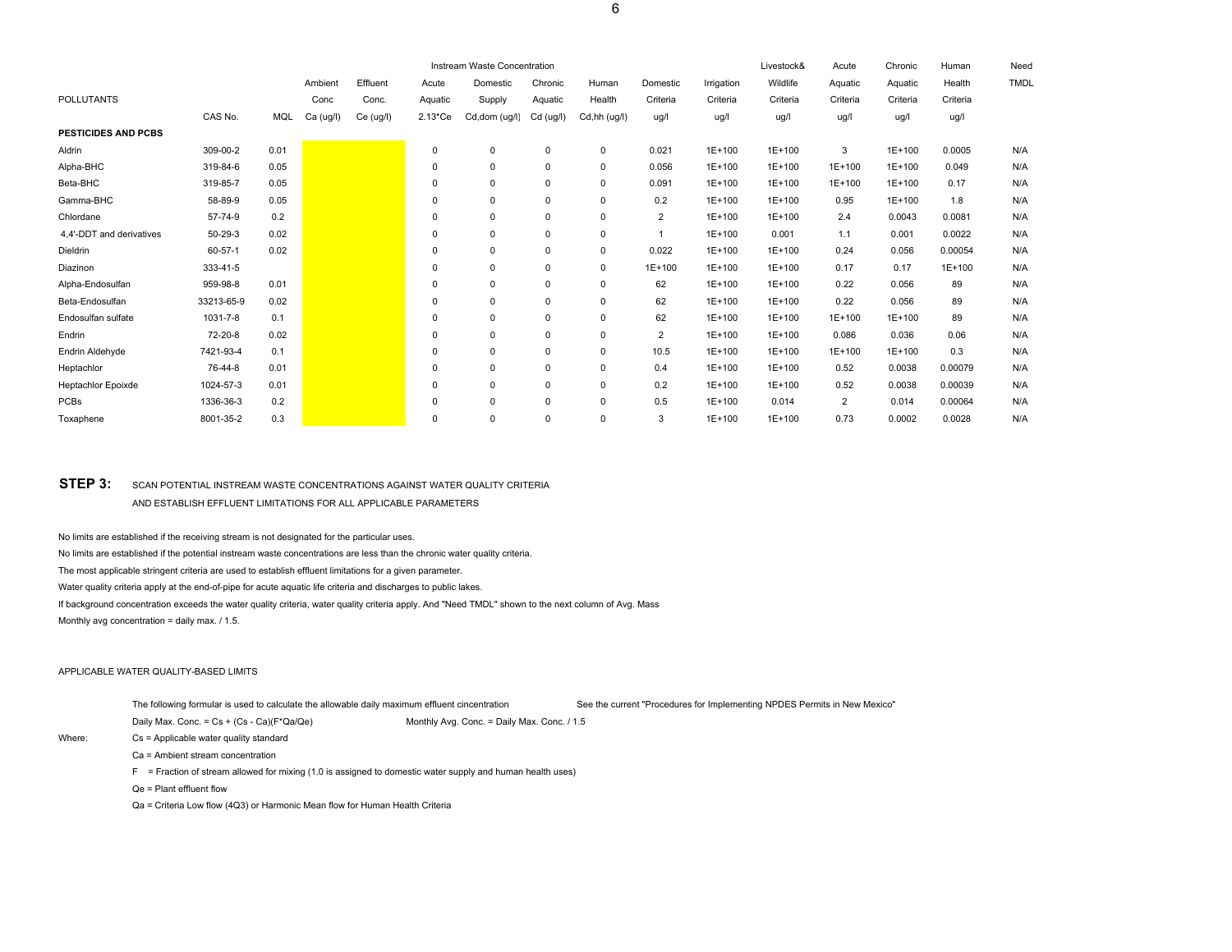| POLLUTANTS | CAS No. | MQL | Ambient Conc Ca (ug/l) | Effluent Conc. Ce (ug/l) | Instream Waste Concentration Acute Aquatic 2.13*Ce | Domestic Supply Cd,dom (ug/l) | Chronic Aquatic Cd (ug/l) | Human Health Cd,hh (ug/l) | Domestic Criteria ug/l | Irrigation Criteria ug/l | Livestock& Wildlife Criteria ug/l | Acute Aquatic Criteria ug/l | Chronic Aquatic Criteria ug/l | Human Health Criteria ug/l | Need TMDL |
|---|---|---|---|---|---|---|---|---|---|---|---|---|---|---|---|
| **PESTICIDES AND PCBS** | | | | | | | | | | | | | | | |
| Aldrin | 309-00-2 | 0.01 | | | 0 | 0 | 0 | 0 | 0.021 | 1E+100 | 1E+100 | 3 | 1E+100 | 0.0005 | N/A |
| Alpha-BHC | 319-84-6 | 0.05 | | | 0 | 0 | 0 | 0 | 0.056 | 1E+100 | 1E+100 | 1E+100 | 1E+100 | 0.049 | N/A |
| Beta-BHC | 319-85-7 | 0.05 | | | 0 | 0 | 0 | 0 | 0.091 | 1E+100 | 1E+100 | 1E+100 | 1E+100 | 0.17 | N/A |
| Gamma-BHC | 58-89-9 | 0.05 | | | 0 | 0 | 0 | 0 | 0.2 | 1E+100 | 1E+100 | 0.95 | 1E+100 | 1.8 | N/A |
| Chlordane | 57-74-9 | 0.2 | | | 0 | 0 | 0 | 0 | 2 | 1E+100 | 1E+100 | 2.4 | 0.0043 | 0.0081 | N/A |
| 4,4'-DDT and derivatives | 50-29-3 | 0.02 | | | 0 | 0 | 0 | 0 | 1 | 1E+100 | 0.001 | 1.1 | 0.001 | 0.0022 | N/A |
| Dieldrin | 60-57-1 | 0.02 | | | 0 | 0 | 0 | 0 | 0.022 | 1E+100 | 1E+100 | 0.24 | 0.056 | 0.00054 | N/A |
| Diazinon | 333-41-5 | | | | 0 | 0 | 0 | 0 | 1E+100 | 1E+100 | 1E+100 | 0.17 | 0.17 | 1E+100 | N/A |
| Alpha-Endosulfan | 959-98-8 | 0.01 | | | 0 | 0 | 0 | 0 | 62 | 1E+100 | 1E+100 | 0.22 | 0.056 | 89 | N/A |
| Beta-Endosulfan | 33213-65-9 | 0.02 | | | 0 | 0 | 0 | 0 | 62 | 1E+100 | 1E+100 | 0.22 | 0.056 | 89 | N/A |
| Endosulfan sulfate | 1031-7-8 | 0.1 | | | 0 | 0 | 0 | 0 | 62 | 1E+100 | 1E+100 | 1E+100 | 1E+100 | 89 | N/A |
| Endrin | 72-20-8 | 0.02 | | | 0 | 0 | 0 | 0 | 2 | 1E+100 | 1E+100 | 0.086 | 0.036 | 0.06 | N/A |
| Endrin Aldehyde | 7421-93-4 | 0.1 | | | 0 | 0 | 0 | 0 | 10.5 | 1E+100 | 1E+100 | 1E+100 | 1E+100 | 0.3 | N/A |
| Heptachlor | 76-44-8 | 0.01 | | | 0 | 0 | 0 | 0 | 0.4 | 1E+100 | 1E+100 | 0.52 | 0.0038 | 0.00079 | N/A |
| Heptachlor Epoixde | 1024-57-3 | 0.01 | | | 0 | 0 | 0 | 0 | 0.2 | 1E+100 | 1E+100 | 0.52 | 0.0038 | 0.00039 | N/A |
| PCBs | 1336-36-3 | 0.2 | | | 0 | 0 | 0 | 0 | 0.5 | 1E+100 | 0.014 | 2 | 0.014 | 0.00064 | N/A |
| Toxaphene | 8001-35-2 | 0.3 | | | 0 | 0 | 0 | 0 | 3 | 1E+100 | 1E+100 | 0.73 | 0.0002 | 0.0028 | N/A |

**STEP 3:** SCAN POTENTIAL INSTREAM WASTE CONCENTRATIONS AGAINST WATER QUALITY CRITERIA AND ESTABLISH EFFLUENT LIMITATIONS FOR ALL APPLICABLE PARAMETERS

No limits are established if the receiving stream is not designated for the particular uses.
No limits are established if the potential instream waste concentrations are less than the chronic water quality criteria.
The most applicable stringent criteria are used to establish effluent limitations for a given parameter.
Water quality criteria apply at the end-of-pipe for acute aquatic life criteria and discharges to public lakes.
If background concentration exceeds the water quality criteria, water quality criteria apply. And "Need TMDL" shown to the next column of Avg. Mass
Monthly avg concentration = daily max. / 1.5.

APPLICABLE WATER QUALITY-BASED LIMITS

The following formular is used to calculate the allowable daily maximum effluent cincentration — See the current "Procedures for Implementing NPDES Permits in New Mexico"

Daily Max. Conc. = Cs + (Cs - Ca)(F*Qa/Qe) — Monthly Avg. Conc. = Daily Max. Conc. / 1.5

Where:
- Cs = Applicable water quality standard
- Ca = Ambient stream concentration
- F = Fraction of stream allowed for mixing (1.0 is assigned to domestic water supply and human health uses)
- Qe = Plant effluent flow
- Qa = Criteria Low flow (4Q3) or Harmonic Mean flow for Human Health Criteria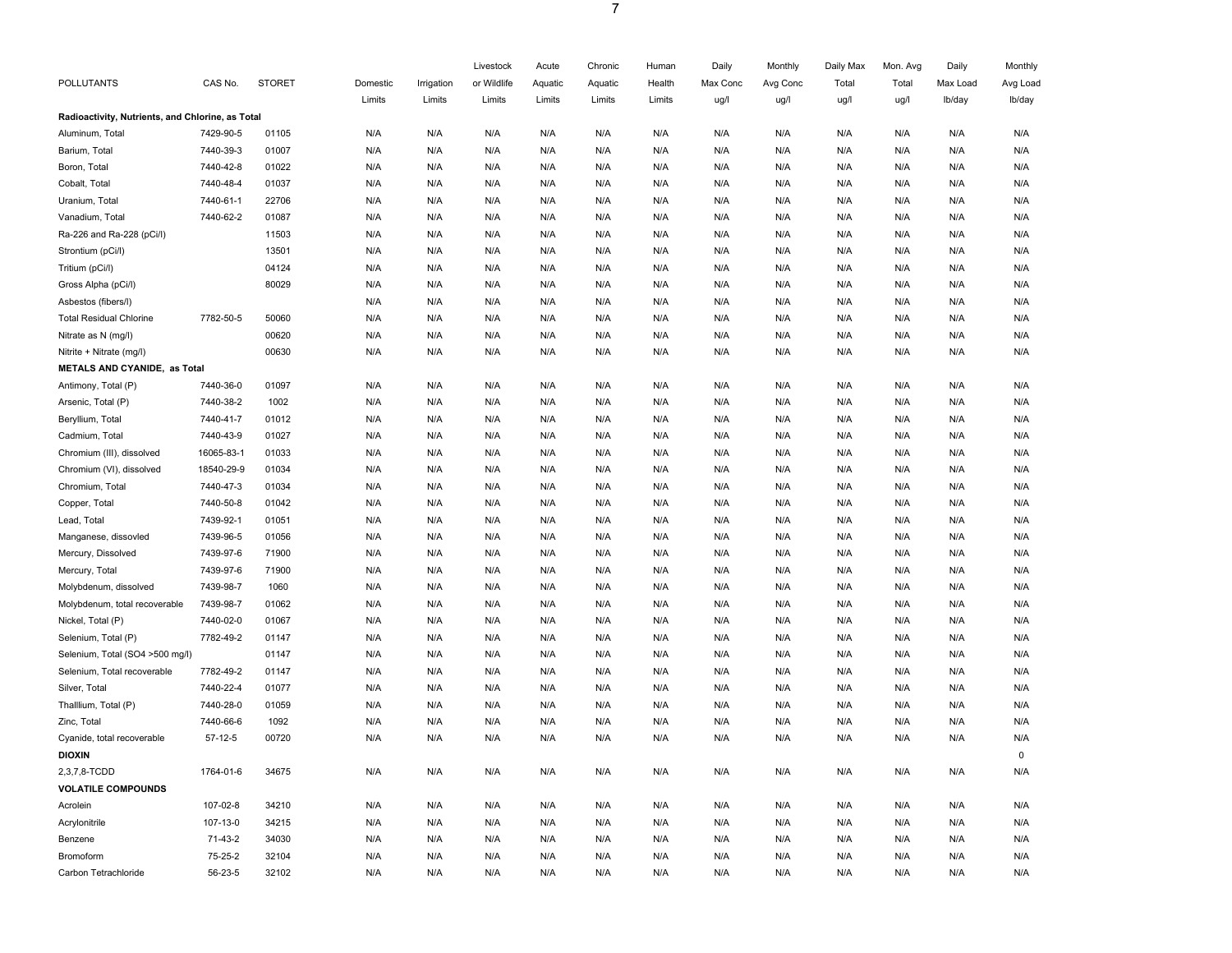| POLLUTANTS | CAS No. | STORET | Domestic Limits | Irrigation Limits | Livestock or Wildlife Limits | Acute Aquatic Limits | Chronic Aquatic Limits | Human Health Limits | Daily Max Conc ug/l | Monthly Avg Conc ug/l | Daily Max Total ug/l | Mon. Avg Total ug/l | Daily Max Load lb/day | Monthly Avg Load lb/day |
|---|---|---|---|---|---|---|---|---|---|---|---|---|---|---|
| **Radioactivity, Nutrients, and Chlorine, as Total** | | | | | | | | | | | | | | |
| Aluminum, Total | 7429-90-5 | 01105 | N/A | N/A | N/A | N/A | N/A | N/A | N/A | N/A | N/A | N/A | N/A | N/A |
| Barium, Total | 7440-39-3 | 01007 | N/A | N/A | N/A | N/A | N/A | N/A | N/A | N/A | N/A | N/A | N/A | N/A |
| Boron, Total | 7440-42-8 | 01022 | N/A | N/A | N/A | N/A | N/A | N/A | N/A | N/A | N/A | N/A | N/A | N/A |
| Cobalt, Total | 7440-48-4 | 01037 | N/A | N/A | N/A | N/A | N/A | N/A | N/A | N/A | N/A | N/A | N/A | N/A |
| Uranium, Total | 7440-61-1 | 22706 | N/A | N/A | N/A | N/A | N/A | N/A | N/A | N/A | N/A | N/A | N/A | N/A |
| Vanadium, Total | 7440-62-2 | 01087 | N/A | N/A | N/A | N/A | N/A | N/A | N/A | N/A | N/A | N/A | N/A | N/A |
| Ra-226 and Ra-228 (pCi/l) | | 11503 | N/A | N/A | N/A | N/A | N/A | N/A | N/A | N/A | N/A | N/A | N/A | N/A |
| Strontium (pCi/l) | | 13501 | N/A | N/A | N/A | N/A | N/A | N/A | N/A | N/A | N/A | N/A | N/A | N/A |
| Tritium (pCi/l) | | 04124 | N/A | N/A | N/A | N/A | N/A | N/A | N/A | N/A | N/A | N/A | N/A | N/A |
| Gross Alpha (pCi/l) | | 80029 | N/A | N/A | N/A | N/A | N/A | N/A | N/A | N/A | N/A | N/A | N/A | N/A |
| Asbestos (fibers/l) | | | N/A | N/A | N/A | N/A | N/A | N/A | N/A | N/A | N/A | N/A | N/A | N/A |
| Total Residual Chlorine | 7782-50-5 | 50060 | N/A | N/A | N/A | N/A | N/A | N/A | N/A | N/A | N/A | N/A | N/A | N/A |
| Nitrate as N (mg/l) | | 00620 | N/A | N/A | N/A | N/A | N/A | N/A | N/A | N/A | N/A | N/A | N/A | N/A |
| Nitrite + Nitrate (mg/l) | | 00630 | N/A | N/A | N/A | N/A | N/A | N/A | N/A | N/A | N/A | N/A | N/A | N/A |
| **METALS AND CYANIDE, as Total** | | | | | | | | | | | | | | |
| Antimony, Total (P) | 7440-36-0 | 01097 | N/A | N/A | N/A | N/A | N/A | N/A | N/A | N/A | N/A | N/A | N/A | N/A |
| Arsenic, Total (P) | 7440-38-2 | 1002 | N/A | N/A | N/A | N/A | N/A | N/A | N/A | N/A | N/A | N/A | N/A | N/A |
| Beryllium, Total | 7440-41-7 | 01012 | N/A | N/A | N/A | N/A | N/A | N/A | N/A | N/A | N/A | N/A | N/A | N/A |
| Cadmium, Total | 7440-43-9 | 01027 | N/A | N/A | N/A | N/A | N/A | N/A | N/A | N/A | N/A | N/A | N/A | N/A |
| Chromium (III), dissolved | 16065-83-1 | 01033 | N/A | N/A | N/A | N/A | N/A | N/A | N/A | N/A | N/A | N/A | N/A | N/A |
| Chromium (VI), dissolved | 18540-29-9 | 01034 | N/A | N/A | N/A | N/A | N/A | N/A | N/A | N/A | N/A | N/A | N/A | N/A |
| Chromium, Total | 7440-47-3 | 01034 | N/A | N/A | N/A | N/A | N/A | N/A | N/A | N/A | N/A | N/A | N/A | N/A |
| Copper, Total | 7440-50-8 | 01042 | N/A | N/A | N/A | N/A | N/A | N/A | N/A | N/A | N/A | N/A | N/A | N/A |
| Lead, Total | 7439-92-1 | 01051 | N/A | N/A | N/A | N/A | N/A | N/A | N/A | N/A | N/A | N/A | N/A | N/A |
| Manganese, dissovled | 7439-96-5 | 01056 | N/A | N/A | N/A | N/A | N/A | N/A | N/A | N/A | N/A | N/A | N/A | N/A |
| Mercury, Dissolved | 7439-97-6 | 71900 | N/A | N/A | N/A | N/A | N/A | N/A | N/A | N/A | N/A | N/A | N/A | N/A |
| Mercury, Total | 7439-97-6 | 71900 | N/A | N/A | N/A | N/A | N/A | N/A | N/A | N/A | N/A | N/A | N/A | N/A |
| Molybdenum, dissolved | 7439-98-7 | 1060 | N/A | N/A | N/A | N/A | N/A | N/A | N/A | N/A | N/A | N/A | N/A | N/A |
| Molybdenum, total recoverable | 7439-98-7 | 01062 | N/A | N/A | N/A | N/A | N/A | N/A | N/A | N/A | N/A | N/A | N/A | N/A |
| Nickel, Total (P) | 7440-02-0 | 01067 | N/A | N/A | N/A | N/A | N/A | N/A | N/A | N/A | N/A | N/A | N/A | N/A |
| Selenium, Total (P) | 7782-49-2 | 01147 | N/A | N/A | N/A | N/A | N/A | N/A | N/A | N/A | N/A | N/A | N/A | N/A |
| Selenium, Total (SO4 >500 mg/l) | | 01147 | N/A | N/A | N/A | N/A | N/A | N/A | N/A | N/A | N/A | N/A | N/A | N/A |
| Selenium, Total recoverable | 7782-49-2 | 01147 | N/A | N/A | N/A | N/A | N/A | N/A | N/A | N/A | N/A | N/A | N/A | N/A |
| Silver, Total | 7440-22-4 | 01077 | N/A | N/A | N/A | N/A | N/A | N/A | N/A | N/A | N/A | N/A | N/A | N/A |
| Thallium, Total (P) | 7440-28-0 | 01059 | N/A | N/A | N/A | N/A | N/A | N/A | N/A | N/A | N/A | N/A | N/A | N/A |
| Zinc, Total | 7440-66-6 | 1092 | N/A | N/A | N/A | N/A | N/A | N/A | N/A | N/A | N/A | N/A | N/A | N/A |
| Cyanide, total recoverable | 57-12-5 | 00720 | N/A | N/A | N/A | N/A | N/A | N/A | N/A | N/A | N/A | N/A | N/A | N/A |
| **DIOXIN** | | | | | | | | | | | | | | 0 |
| 2,3,7,8-TCDD | 1764-01-6 | 34675 | N/A | N/A | N/A | N/A | N/A | N/A | N/A | N/A | N/A | N/A | N/A | N/A |
| **VOLATILE COMPOUNDS** | | | | | | | | | | | | | | |
| Acrolein | 107-02-8 | 34210 | N/A | N/A | N/A | N/A | N/A | N/A | N/A | N/A | N/A | N/A | N/A | N/A |
| Acrylonitrile | 107-13-0 | 34215 | N/A | N/A | N/A | N/A | N/A | N/A | N/A | N/A | N/A | N/A | N/A | N/A |
| Benzene | 71-43-2 | 34030 | N/A | N/A | N/A | N/A | N/A | N/A | N/A | N/A | N/A | N/A | N/A | N/A |
| Bromoform | 75-25-2 | 32104 | N/A | N/A | N/A | N/A | N/A | N/A | N/A | N/A | N/A | N/A | N/A | N/A |
| Carbon Tetrachloride | 56-23-5 | 32102 | N/A | N/A | N/A | N/A | N/A | N/A | N/A | N/A | N/A | N/A | N/A | N/A |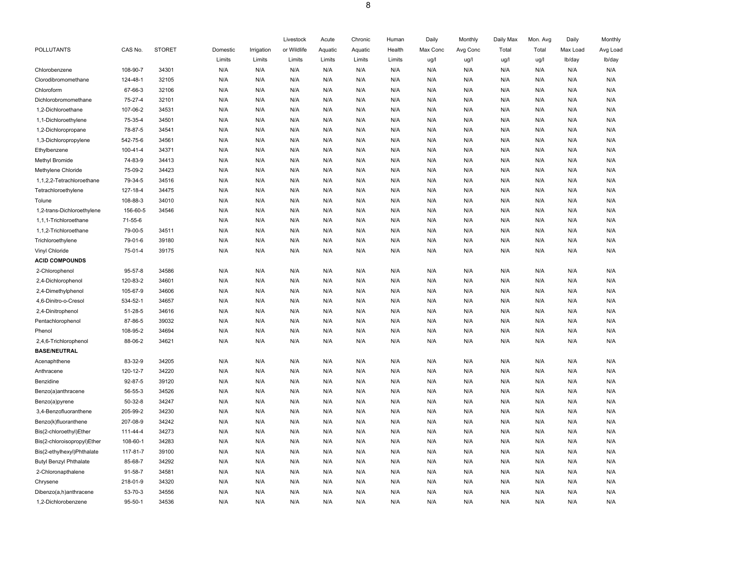| POLLUTANTS | CAS No. | STORET | Domestic Limits | Irrigation Limits | Livestock or Wildlife Limits | Acute Aquatic Limits | Chronic Aquatic Limits | Human Health Limits | Daily Max Conc ug/l | Monthly Avg Conc ug/l | Daily Max Total ug/l | Mon. Avg Total ug/l | Daily Max Load lb/day | Monthly Avg Load lb/day |
|---|---|---|---|---|---|---|---|---|---|---|---|---|---|---|
| Chlorobenzene | 108-90-7 | 34301 | N/A | N/A | N/A | N/A | N/A | N/A | N/A | N/A | N/A | N/A | N/A | N/A |
| Clorodibromomethane | 124-48-1 | 32105 | N/A | N/A | N/A | N/A | N/A | N/A | N/A | N/A | N/A | N/A | N/A | N/A |
| Chloroform | 67-66-3 | 32106 | N/A | N/A | N/A | N/A | N/A | N/A | N/A | N/A | N/A | N/A | N/A | N/A |
| Dichlorobromomethane | 75-27-4 | 32101 | N/A | N/A | N/A | N/A | N/A | N/A | N/A | N/A | N/A | N/A | N/A | N/A |
| 1,2-Dichloroethane | 107-06-2 | 34531 | N/A | N/A | N/A | N/A | N/A | N/A | N/A | N/A | N/A | N/A | N/A | N/A |
| 1,1-Dichloroethylene | 75-35-4 | 34501 | N/A | N/A | N/A | N/A | N/A | N/A | N/A | N/A | N/A | N/A | N/A | N/A |
| 1,2-Dichloropropane | 78-87-5 | 34541 | N/A | N/A | N/A | N/A | N/A | N/A | N/A | N/A | N/A | N/A | N/A | N/A |
| 1,3-Dichloropropylene | 542-75-6 | 34561 | N/A | N/A | N/A | N/A | N/A | N/A | N/A | N/A | N/A | N/A | N/A | N/A |
| Ethylbenzene | 100-41-4 | 34371 | N/A | N/A | N/A | N/A | N/A | N/A | N/A | N/A | N/A | N/A | N/A | N/A |
| Methyl Bromide | 74-83-9 | 34413 | N/A | N/A | N/A | N/A | N/A | N/A | N/A | N/A | N/A | N/A | N/A | N/A |
| Methylene Chloride | 75-09-2 | 34423 | N/A | N/A | N/A | N/A | N/A | N/A | N/A | N/A | N/A | N/A | N/A | N/A |
| 1,1,2,2-Tetrachloroethane | 79-34-5 | 34516 | N/A | N/A | N/A | N/A | N/A | N/A | N/A | N/A | N/A | N/A | N/A | N/A |
| Tetrachloroethylene | 127-18-4 | 34475 | N/A | N/A | N/A | N/A | N/A | N/A | N/A | N/A | N/A | N/A | N/A | N/A |
| Tolune | 108-88-3 | 34010 | N/A | N/A | N/A | N/A | N/A | N/A | N/A | N/A | N/A | N/A | N/A | N/A |
| 1,2-trans-Dichloroethylene | 156-60-5 | 34546 | N/A | N/A | N/A | N/A | N/A | N/A | N/A | N/A | N/A | N/A | N/A | N/A |
| 1,1,1-Trichloroethane | 71-55-6 | | N/A | N/A | N/A | N/A | N/A | N/A | N/A | N/A | N/A | N/A | N/A | N/A |
| 1,1,2-Trichloroethane | 79-00-5 | 34511 | N/A | N/A | N/A | N/A | N/A | N/A | N/A | N/A | N/A | N/A | N/A | N/A |
| Trichloroethylene | 79-01-6 | 39180 | N/A | N/A | N/A | N/A | N/A | N/A | N/A | N/A | N/A | N/A | N/A | N/A |
| Vinyl Chloride | 75-01-4 | 39175 | N/A | N/A | N/A | N/A | N/A | N/A | N/A | N/A | N/A | N/A | N/A | N/A |
| **ACID COMPOUNDS** | | | | | | | | | | | | | | |
| 2-Chlorophenol | 95-57-8 | 34586 | N/A | N/A | N/A | N/A | N/A | N/A | N/A | N/A | N/A | N/A | N/A | N/A |
| 2,4-Dichlorophenol | 120-83-2 | 34601 | N/A | N/A | N/A | N/A | N/A | N/A | N/A | N/A | N/A | N/A | N/A | N/A |
| 2,4-Dimethylphenol | 105-67-9 | 34606 | N/A | N/A | N/A | N/A | N/A | N/A | N/A | N/A | N/A | N/A | N/A | N/A |
| 4,6-Dinitro-o-Cresol | 534-52-1 | 34657 | N/A | N/A | N/A | N/A | N/A | N/A | N/A | N/A | N/A | N/A | N/A | N/A |
| 2,4-Dinitrophenol | 51-28-5 | 34616 | N/A | N/A | N/A | N/A | N/A | N/A | N/A | N/A | N/A | N/A | N/A | N/A |
| Pentachlorophenol | 87-86-5 | 39032 | N/A | N/A | N/A | N/A | N/A | N/A | N/A | N/A | N/A | N/A | N/A | N/A |
| Phenol | 108-95-2 | 34694 | N/A | N/A | N/A | N/A | N/A | N/A | N/A | N/A | N/A | N/A | N/A | N/A |
| 2,4,6-Trichlorophenol | 88-06-2 | 34621 | N/A | N/A | N/A | N/A | N/A | N/A | N/A | N/A | N/A | N/A | N/A | N/A |
| **BASE/NEUTRAL** | | | | | | | | | | | | | | |
| Acenaphthene | 83-32-9 | 34205 | N/A | N/A | N/A | N/A | N/A | N/A | N/A | N/A | N/A | N/A | N/A | N/A |
| Anthracene | 120-12-7 | 34220 | N/A | N/A | N/A | N/A | N/A | N/A | N/A | N/A | N/A | N/A | N/A | N/A |
| Benzidine | 92-87-5 | 39120 | N/A | N/A | N/A | N/A | N/A | N/A | N/A | N/A | N/A | N/A | N/A | N/A |
| Benzo(a)anthracene | 56-55-3 | 34526 | N/A | N/A | N/A | N/A | N/A | N/A | N/A | N/A | N/A | N/A | N/A | N/A |
| Benzo(a)pyrene | 50-32-8 | 34247 | N/A | N/A | N/A | N/A | N/A | N/A | N/A | N/A | N/A | N/A | N/A | N/A |
| 3,4-Benzofluoranthene | 205-99-2 | 34230 | N/A | N/A | N/A | N/A | N/A | N/A | N/A | N/A | N/A | N/A | N/A | N/A |
| Benzo(k)fluoranthene | 207-08-9 | 34242 | N/A | N/A | N/A | N/A | N/A | N/A | N/A | N/A | N/A | N/A | N/A | N/A |
| Bis(2-chloroethyl)Ether | 111-44-4 | 34273 | N/A | N/A | N/A | N/A | N/A | N/A | N/A | N/A | N/A | N/A | N/A | N/A |
| Bis(2-chloroisopropyl)Ether | 108-60-1 | 34283 | N/A | N/A | N/A | N/A | N/A | N/A | N/A | N/A | N/A | N/A | N/A | N/A |
| Bis(2-ethylhexyl)Phthalate | 117-81-7 | 39100 | N/A | N/A | N/A | N/A | N/A | N/A | N/A | N/A | N/A | N/A | N/A | N/A |
| Butyl Benzyl Phthalate | 85-68-7 | 34292 | N/A | N/A | N/A | N/A | N/A | N/A | N/A | N/A | N/A | N/A | N/A | N/A |
| 2-Chloronapthalene | 91-58-7 | 34581 | N/A | N/A | N/A | N/A | N/A | N/A | N/A | N/A | N/A | N/A | N/A | N/A |
| Chrysene | 218-01-9 | 34320 | N/A | N/A | N/A | N/A | N/A | N/A | N/A | N/A | N/A | N/A | N/A | N/A |
| Dibenzo(a,h)anthracene | 53-70-3 | 34556 | N/A | N/A | N/A | N/A | N/A | N/A | N/A | N/A | N/A | N/A | N/A | N/A |
| 1,2-Dichlorobenzene | 95-50-1 | 34536 | N/A | N/A | N/A | N/A | N/A | N/A | N/A | N/A | N/A | N/A | N/A | N/A |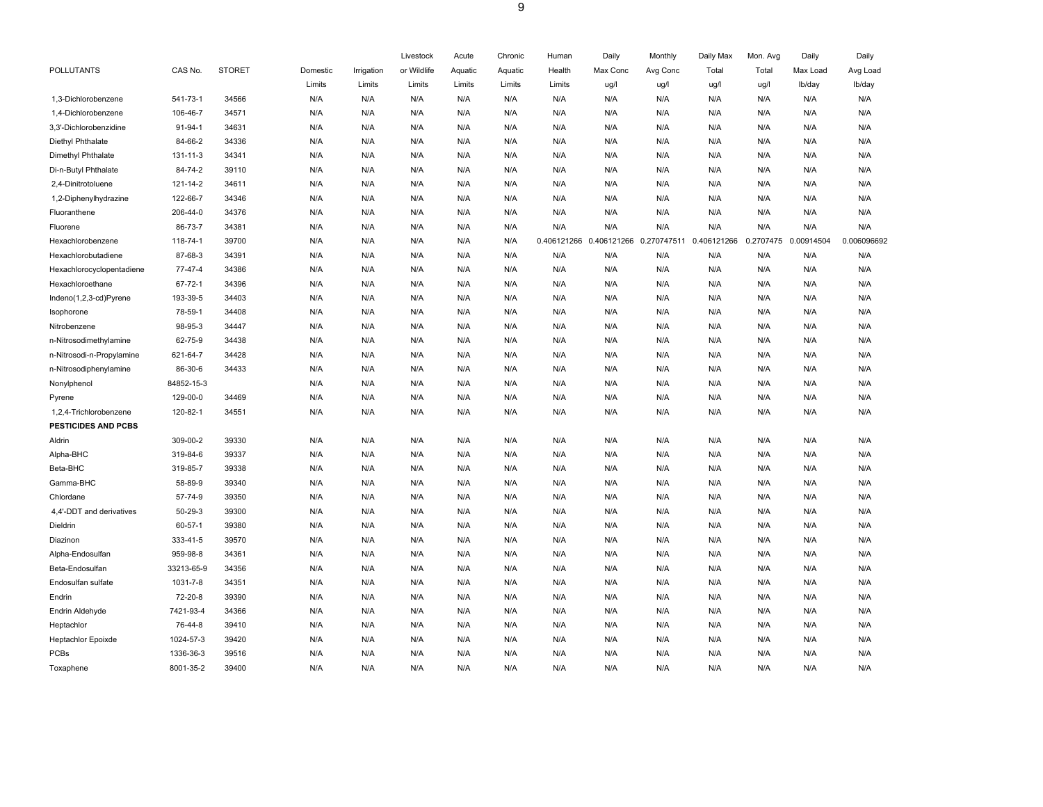| POLLUTANTS | CAS No. | STORET | Domestic Limits | Irrigation Limits | Livestock or Wildlife Limits | Acute Aquatic Limits | Chronic Aquatic Limits | Human Health Limits | Daily Max Conc ug/l | Monthly Avg Conc ug/l | Daily Max Total ug/l | Mon. Avg Total ug/l | Daily Max Load lb/day | Daily Avg Load lb/day |
|---|---|---|---|---|---|---|---|---|---|---|---|---|---|---|
| 1,3-Dichlorobenzene | 541-73-1 | 34566 | N/A | N/A | N/A | N/A | N/A | N/A | N/A | N/A | N/A | N/A | N/A | N/A |
| 1,4-Dichlorobenzene | 106-46-7 | 34571 | N/A | N/A | N/A | N/A | N/A | N/A | N/A | N/A | N/A | N/A | N/A | N/A |
| 3,3'-Dichlorobenzidine | 91-94-1 | 34631 | N/A | N/A | N/A | N/A | N/A | N/A | N/A | N/A | N/A | N/A | N/A | N/A |
| Diethyl Phthalate | 84-66-2 | 34336 | N/A | N/A | N/A | N/A | N/A | N/A | N/A | N/A | N/A | N/A | N/A | N/A |
| Dimethyl Phthalate | 131-11-3 | 34341 | N/A | N/A | N/A | N/A | N/A | N/A | N/A | N/A | N/A | N/A | N/A | N/A |
| Di-n-Butyl Phthalate | 84-74-2 | 39110 | N/A | N/A | N/A | N/A | N/A | N/A | N/A | N/A | N/A | N/A | N/A | N/A |
| 2,4-Dinitrotoluene | 121-14-2 | 34611 | N/A | N/A | N/A | N/A | N/A | N/A | N/A | N/A | N/A | N/A | N/A | N/A |
| 1,2-Diphenylhydrazine | 122-66-7 | 34346 | N/A | N/A | N/A | N/A | N/A | N/A | N/A | N/A | N/A | N/A | N/A | N/A |
| Fluoranthene | 206-44-0 | 34376 | N/A | N/A | N/A | N/A | N/A | N/A | N/A | N/A | N/A | N/A | N/A | N/A |
| Fluorene | 86-73-7 | 34381 | N/A | N/A | N/A | N/A | N/A | N/A | N/A | N/A | N/A | N/A | N/A | N/A |
| Hexachlorobenzene | 118-74-1 | 39700 | N/A | N/A | N/A | N/A | N/A | 0.406121266 | 0.406121266 | 0.270747511 | 0.406121266 | 0.2707475 | 0.00914504 | 0.006096692 |
| Hexachlorobutadiene | 87-68-3 | 34391 | N/A | N/A | N/A | N/A | N/A | N/A | N/A | N/A | N/A | N/A | N/A | N/A |
| Hexachlorocyclopentadiene | 77-47-4 | 34386 | N/A | N/A | N/A | N/A | N/A | N/A | N/A | N/A | N/A | N/A | N/A | N/A |
| Hexachloroethane | 67-72-1 | 34396 | N/A | N/A | N/A | N/A | N/A | N/A | N/A | N/A | N/A | N/A | N/A | N/A |
| Indeno(1,2,3-cd)Pyrene | 193-39-5 | 34403 | N/A | N/A | N/A | N/A | N/A | N/A | N/A | N/A | N/A | N/A | N/A | N/A |
| Isophorone | 78-59-1 | 34408 | N/A | N/A | N/A | N/A | N/A | N/A | N/A | N/A | N/A | N/A | N/A | N/A |
| Nitrobenzene | 98-95-3 | 34447 | N/A | N/A | N/A | N/A | N/A | N/A | N/A | N/A | N/A | N/A | N/A | N/A |
| n-Nitrosodimethylamine | 62-75-9 | 34438 | N/A | N/A | N/A | N/A | N/A | N/A | N/A | N/A | N/A | N/A | N/A | N/A |
| n-Nitrosodi-n-Propylamine | 621-64-7 | 34428 | N/A | N/A | N/A | N/A | N/A | N/A | N/A | N/A | N/A | N/A | N/A | N/A |
| n-Nitrosodiphenylamine | 86-30-6 | 34433 | N/A | N/A | N/A | N/A | N/A | N/A | N/A | N/A | N/A | N/A | N/A | N/A |
| Nonylphenol | 84852-15-3 | | N/A | N/A | N/A | N/A | N/A | N/A | N/A | N/A | N/A | N/A | N/A | N/A |
| Pyrene | 129-00-0 | 34469 | N/A | N/A | N/A | N/A | N/A | N/A | N/A | N/A | N/A | N/A | N/A | N/A |
| 1,2,4-Trichlorobenzene | 120-82-1 | 34551 | N/A | N/A | N/A | N/A | N/A | N/A | N/A | N/A | N/A | N/A | N/A | N/A |
| **PESTICIDES AND PCBS** | | | | | | | | | | | | | | |
| Aldrin | 309-00-2 | 39330 | N/A | N/A | N/A | N/A | N/A | N/A | N/A | N/A | N/A | N/A | N/A | N/A |
| Alpha-BHC | 319-84-6 | 39337 | N/A | N/A | N/A | N/A | N/A | N/A | N/A | N/A | N/A | N/A | N/A | N/A |
| Beta-BHC | 319-85-7 | 39338 | N/A | N/A | N/A | N/A | N/A | N/A | N/A | N/A | N/A | N/A | N/A | N/A |
| Gamma-BHC | 58-89-9 | 39340 | N/A | N/A | N/A | N/A | N/A | N/A | N/A | N/A | N/A | N/A | N/A | N/A |
| Chlordane | 57-74-9 | 39350 | N/A | N/A | N/A | N/A | N/A | N/A | N/A | N/A | N/A | N/A | N/A | N/A |
| 4,4'-DDT and derivatives | 50-29-3 | 39300 | N/A | N/A | N/A | N/A | N/A | N/A | N/A | N/A | N/A | N/A | N/A | N/A |
| Dieldrin | 60-57-1 | 39380 | N/A | N/A | N/A | N/A | N/A | N/A | N/A | N/A | N/A | N/A | N/A | N/A |
| Diazinon | 333-41-5 | 39570 | N/A | N/A | N/A | N/A | N/A | N/A | N/A | N/A | N/A | N/A | N/A | N/A |
| Alpha-Endosulfan | 959-98-8 | 34361 | N/A | N/A | N/A | N/A | N/A | N/A | N/A | N/A | N/A | N/A | N/A | N/A |
| Beta-Endosulfan | 33213-65-9 | 34356 | N/A | N/A | N/A | N/A | N/A | N/A | N/A | N/A | N/A | N/A | N/A | N/A |
| Endosulfan sulfate | 1031-7-8 | 34351 | N/A | N/A | N/A | N/A | N/A | N/A | N/A | N/A | N/A | N/A | N/A | N/A |
| Endrin | 72-20-8 | 39390 | N/A | N/A | N/A | N/A | N/A | N/A | N/A | N/A | N/A | N/A | N/A | N/A |
| Endrin Aldehyde | 7421-93-4 | 34366 | N/A | N/A | N/A | N/A | N/A | N/A | N/A | N/A | N/A | N/A | N/A | N/A |
| Heptachlor | 76-44-8 | 39410 | N/A | N/A | N/A | N/A | N/A | N/A | N/A | N/A | N/A | N/A | N/A | N/A |
| Heptachlor Epoixde | 1024-57-3 | 39420 | N/A | N/A | N/A | N/A | N/A | N/A | N/A | N/A | N/A | N/A | N/A | N/A |
| PCBs | 1336-36-3 | 39516 | N/A | N/A | N/A | N/A | N/A | N/A | N/A | N/A | N/A | N/A | N/A | N/A |
| Toxaphene | 8001-35-2 | 39400 | N/A | N/A | N/A | N/A | N/A | N/A | N/A | N/A | N/A | N/A | N/A | N/A |